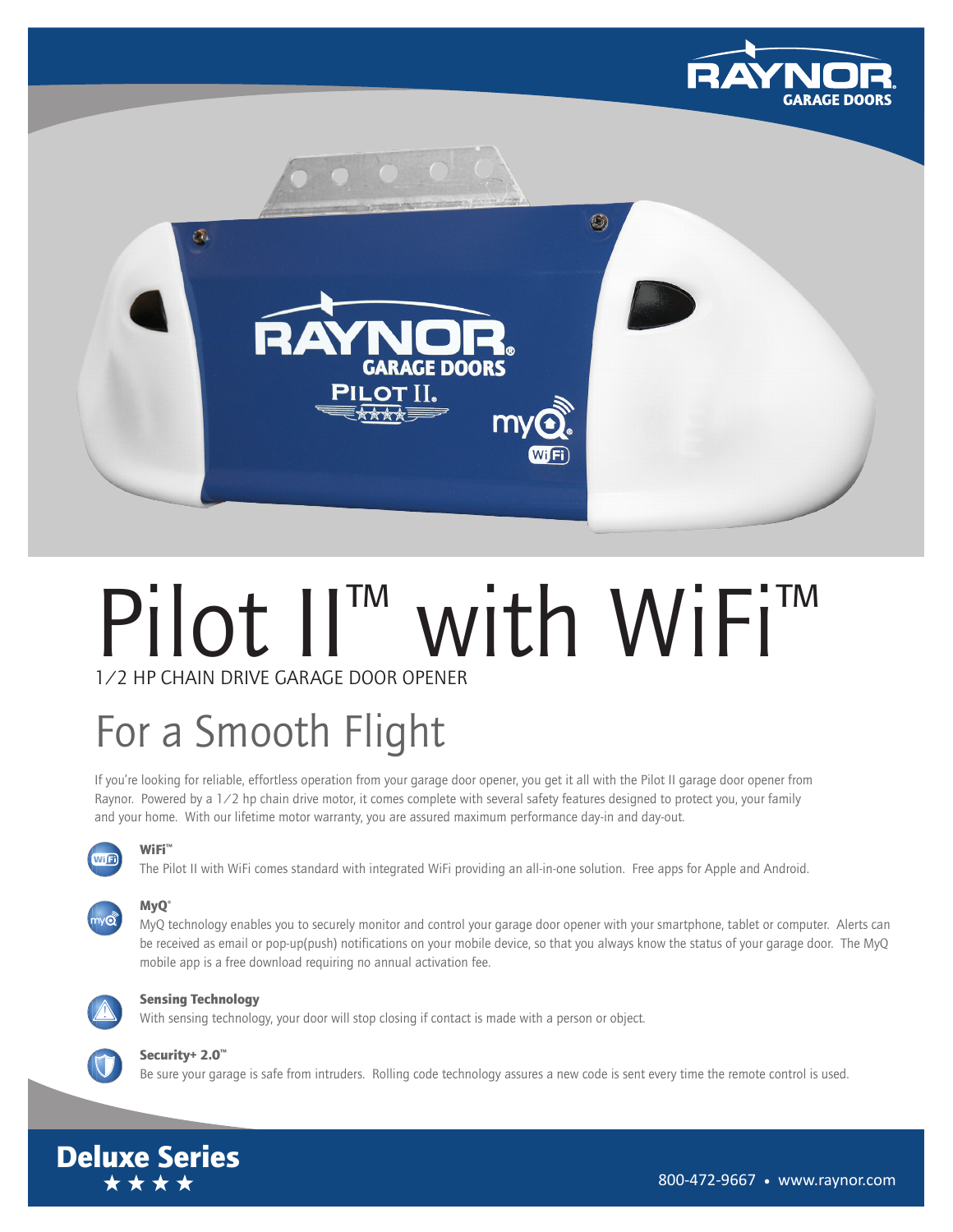# Pilot II™ with WiFi™

1/2 HP CHAIN DRIVE GARAGE DOOR OPENER

## For a Smooth Flight

If you're looking for reliable, effortless operation from your garage door opener, you get it all with the Pilot II garage door opener from Raynor. Powered by a 1/2 hp chain drive motor, it comes complete with several safety features designed to protect you, your family and your home. With our lifetime motor warranty, you are assured maximum performance day-in and day-out.

**WiFi™**

The Pilot II with WiFi comes standard with integrated WiFi providing an all-in-one solution. Free apps for Apple and Android.

**MyQ®**

MyQ technology enables you to securely monitor and control your garage door opener with your smartphone, tablet or computer. Alerts can be received as email or pop-up(push) notifications on your mobile device, so that you always know the status of your garage door. The MyQ mobile app is a free download requiring no annual activation fee.

**Sensing Technology**

With sensing technology, your door will stop closing if contact is made with a person or object.

**Security+ 2.0™**

Be sure your garage is safe from intruders. Rolling code technology assures a new code is sent every time the remote control is used.

**Deluxe Series** ★★★★

800-472-9667 • www.raynor.com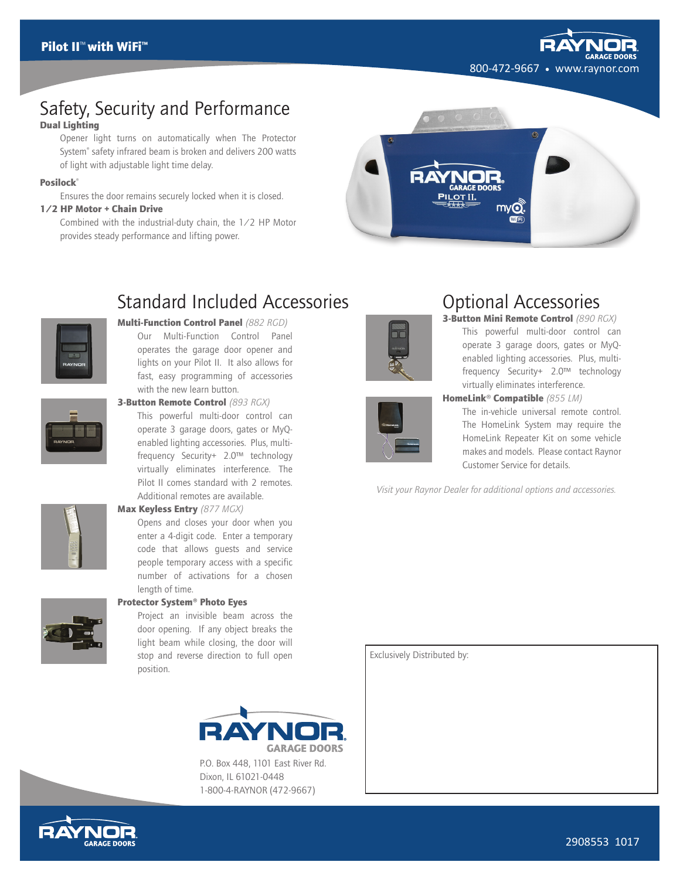Pilot II™ with WiFi™

800-472-9667 • www.raynor.com

# Safety, Security and Performance

**Dual Lighting**

Opener light turns on automatically when The Protector System® safety infrared beam is broken and delivers 200 watts of light with adjustable light time delay.

**Posilock®**

Ensures the door remains securely locked when it is closed.

**1/2 HP Motor + Chain Drive**

Combined with the industrial-duty chain, the 1/2 HP Motor provides steady performance and lifting power.

## Standard Included Accessories

**Multi-Function Control Panel** *(882 RGD)*

Our Multi-Function Control Panel operates the garage door opener and lights on your Pilot II. It also allows for fast, easy programming of accessories with the new learn button.

**3-Button Remote Control** *(893 RGX)*

This powerful multi-door control can operate 3 garage doors, gates or MyQ-enabled lighting accessories. Plus, multi-frequency Security+ 2.0™ technology virtually eliminates interference. The Pilot II comes standard with 2 remotes. Additional remotes are available.

**Max Keyless Entry** *(877 MGX)*

Opens and closes your door when you enter a 4-digit code. Enter a temporary code that allows guests and service people temporary access with a specific number of activations for a chosen length of time.

**Protector System® Photo Eyes**

Project an invisible beam across the door opening. If any object breaks the light beam while closing, the door will stop and reverse direction to full open position.

## Optional Accessories

**3-Button Mini Remote Control** *(890 RGX)*

This powerful multi-door control can operate 3 garage doors, gates or MyQ-enabled lighting accessories. Plus, multi-frequency Security+ 2.0™ technology virtually eliminates interference.

**HomeLink® Compatible** *(855 LM)*

The in-vehicle universal remote control. The HomeLink System may require the HomeLink Repeater Kit on some vehicle makes and models. Please contact Raynor Customer Service for details.

*Visit your Raynor Dealer for additional options and accessories.*

RAYNOR GARAGE DOORS

P.O. Box 448, 1101 East River Rd.
Dixon, IL 61021-0448
1-800-4-RAYNOR (472-9667)

Exclusively Distributed by:

2908553 1017